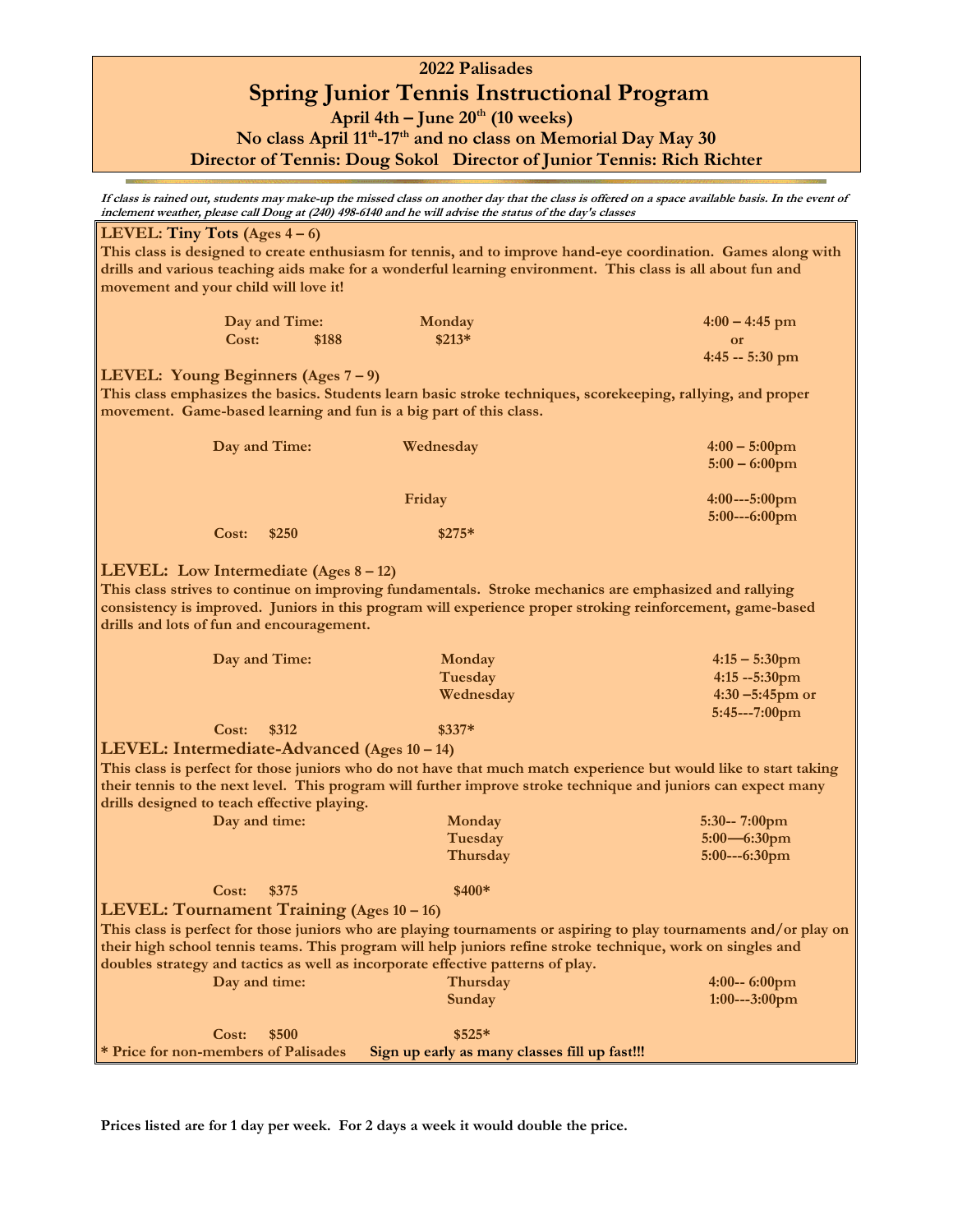# 2022 Palisades

## Spring Junior Tennis Instructional Program

**April 4th – June 20th (10 weeks)**

**No class April 11th-17th and no class on Memorial Day May 30**

**Director of Tennis: Doug Sokol   Director of Junior Tennis: Rich Richter**

***If class is rained out, students may make-up the missed class on another day that the class is offered on a space available basis. In the event of inclement weather, please call Doug at (240) 498-6140 and he will advise the status of the day's classes***

### LEVEL: Tiny Tots (Ages 4 – 6)

**This class is designed to create enthusiasm for tennis, and to improve hand-eye coordination. Games along with drills and various teaching aids make for a wonderful learning environment. This class is all about fun and movement and your child will love it!**

| | | | |
|---|---|---|---|
| Day and Time: | | Monday | 4:00 – 4:45 pm |
| Cost: | $188 | $213* | or |
| | | | 4:45 -- 5:30 pm |

### LEVEL: Young Beginners (Ages 7 – 9)

**This class emphasizes the basics. Students learn basic stroke techniques, scorekeeping, rallying, and proper movement. Game-based learning and fun is a big part of this class.**

| | | | |
|---|---|---|---|
| Day and Time: | | Wednesday | 4:00 – 5:00pm |
| | | | 5:00 – 6:00pm |
| | | Friday | 4:00---5:00pm |
| | | | 5:00---6:00pm |
| Cost: | $250 | $275* | |

### LEVEL: Low Intermediate (Ages 8 – 12)

**This class strives to continue on improving fundamentals. Stroke mechanics are emphasized and rallying consistency is improved. Juniors in this program will experience proper stroking reinforcement, game-based drills and lots of fun and encouragement.**

| | | | |
|---|---|---|---|
| Day and Time: | | Monday | 4:15 – 5:30pm |
| | | Tuesday | 4:15 --5:30pm |
| | | Wednesday | 4:30 –5:45pm or |
| | | | 5:45---7:00pm |
| Cost: | $312 | $337* | |

### LEVEL: Intermediate-Advanced (Ages 10 – 14)

**This class is perfect for those juniors who do not have that much match experience but would like to start taking their tennis to the next level. This program will further improve stroke technique and juniors can expect many drills designed to teach effective playing.**

| | | | |
|---|---|---|---|
| Day and time: | | Monday | 5:30-- 7:00pm |
| | | Tuesday | 5:00—6:30pm |
| | | Thursday | 5:00---6:30pm |
| Cost: | $375 | $400* | |

### LEVEL: Tournament Training (Ages 10 – 16)

**This class is perfect for those juniors who are playing tournaments or aspiring to play tournaments and/or play on their high school tennis teams. This program will help juniors refine stroke technique, work on singles and doubles strategy and tactics as well as incorporate effective patterns of play.**

| | | | |
|---|---|---|---|
| Day and time: | | Thursday | 4:00-- 6:00pm |
| | | Sunday | 1:00---3:00pm |
| Cost: | $500 | $525* | |

**\* Price for non-members of Palisades   Sign up early as many classes fill up fast!!!**

**Prices listed are for 1 day per week. For 2 days a week it would double the price.**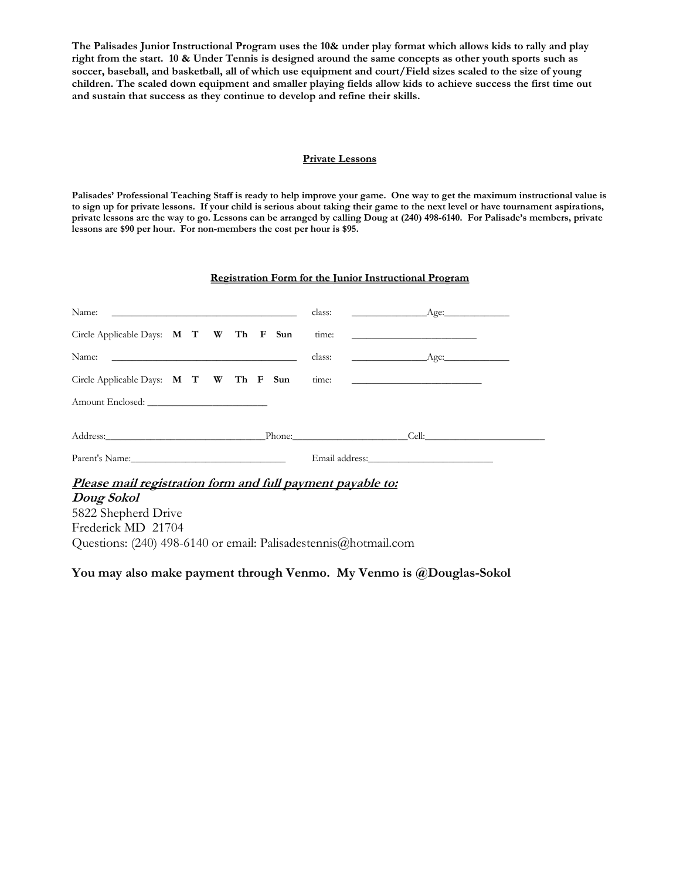**The Palisades Junior Instructional Program uses the 10& under play format which allows kids to rally and play right from the start. 10 & Under Tennis is designed around the same concepts as other youth sports such as soccer, baseball, and basketball, all of which use equipment and court/Field sizes scaled to the size of young children. The scaled down equipment and smaller playing fields allow kids to achieve success the first time out and sustain that success as they continue to develop and refine their skills.**

## Private Lessons

**Palisades' Professional Teaching Staff is ready to help improve your game. One way to get the maximum instructional value is to sign up for private lessons. If your child is serious about taking their game to the next level or have tournament aspirations, private lessons are the way to go. Lessons can be arranged by calling Doug at (240) 498-6140. For Palisade's members, private lessons are $90 per hour. For non-members the cost per hour is $95.**

## Registration Form for the Junior Instructional Program

Name: ______________________________________ class: _______________Age:_____________

Circle Applicable Days: **M T W Th F Sun** time: _________________________

Name: ______________________________________ class: _______________Age:_____________

Circle Applicable Days: **M T W Th F Sun** time: __________________________

Amount Enclosed: _______________________

Address:________________________________Phone:______________________Cell:________________________

Parent's Name:_______________________________ Email address:_________________________

***Please mail registration form and full payment payable to:***
***Doug Sokol***
5822 Shepherd Drive
Frederick MD 21704
Questions: (240) 498-6140 or email: Palisadestennis@hotmail.com

**You may also make payment through Venmo. My Venmo is @Douglas-Sokol**